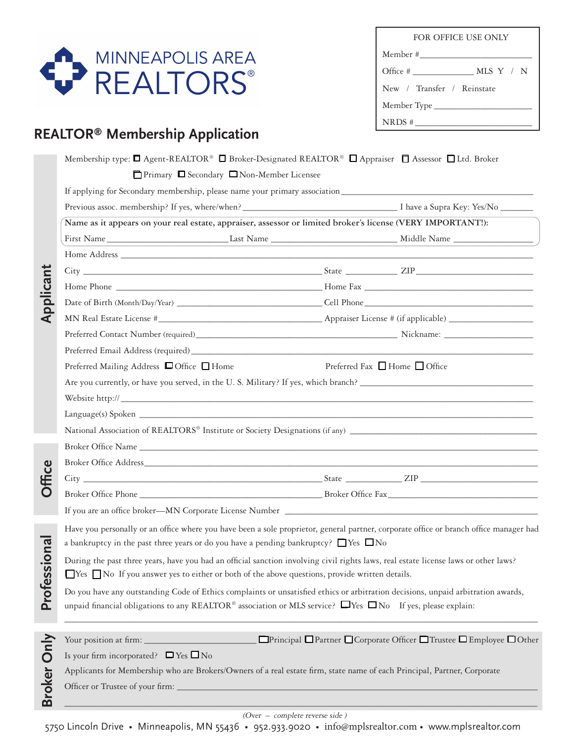MINNEAPOLIS AREA REALTORS®

FOR OFFICE USE ONLY

Member #\_\_\_\_\_\_\_\_\_\_\_\_\_\_\_\_\_\_\_\_\_\_\_\_

Office # \_\_\_\_\_\_\_\_\_\_\_\_\_\_ MLS Y / N

New / Transfer / Reinstate

Member Type \_\_\_\_\_\_\_\_\_\_\_\_\_\_\_\_\_\_\_\_

NRDS # \_\_\_\_\_\_\_\_\_\_\_\_\_\_\_\_\_\_\_\_\_\_\_\_

# REALTOR® Membership Application

## Applicant

Membership type: ☐ Agent-REALTOR® ☐ Broker-Designated REALTOR® ☐ Appraiser ☐ Assessor ☐ Ltd. Broker

☐ Primary ☐ Secondary ☐ Non-Member Licensee

If applying for Secondary membership, please name your primary association \_\_\_\_\_\_\_\_\_\_\_\_\_\_\_\_\_\_\_\_\_\_\_\_\_\_\_\_\_\_\_\_\_\_\_\_\_\_\_\_

Previous assoc. membership? If yes, where/when? \_\_\_\_\_\_\_\_\_\_\_\_\_\_\_\_\_\_\_\_\_\_\_\_\_\_\_\_\_\_ I have a Supra Key: Yes/No \_\_\_\_\_\_\_

**Name as it appears on your real estate, appraiser, assessor or limited broker's license (VERY IMPORTANT!):**

First Name \_\_\_\_\_\_\_\_\_\_\_\_\_\_\_\_\_\_\_\_\_\_\_\_ Last Name \_\_\_\_\_\_\_\_\_\_\_\_\_\_\_\_\_\_\_\_\_\_\_\_\_\_ Middle Name \_\_\_\_\_\_\_\_\_\_\_\_\_\_\_\_\_

Home Address \_\_\_\_\_\_\_\_\_\_\_\_\_\_\_\_\_\_\_\_\_\_\_\_\_\_\_\_\_\_\_\_\_\_\_\_\_\_\_\_\_\_\_\_\_\_\_\_\_\_\_\_\_\_\_\_\_\_\_\_\_\_\_\_\_\_\_\_\_\_\_\_\_\_\_\_\_\_

City \_\_\_\_\_\_\_\_\_\_\_\_\_\_\_\_\_\_\_\_\_\_\_\_\_\_\_\_\_\_\_\_\_\_\_\_\_\_\_\_\_\_\_\_\_ State \_\_\_\_\_\_\_\_\_\_\_ ZIP \_\_\_\_\_\_\_\_\_\_\_\_\_\_\_\_\_\_\_\_\_\_\_\_

Home Phone \_\_\_\_\_\_\_\_\_\_\_\_\_\_\_\_\_\_\_\_\_\_\_\_\_\_\_\_\_\_\_\_\_\_\_\_\_\_\_\_\_ Home Fax \_\_\_\_\_\_\_\_\_\_\_\_\_\_\_\_\_\_\_\_\_\_\_\_\_\_\_\_\_\_\_\_\_\_\_

Date of Birth (Month/Day/Year) \_\_\_\_\_\_\_\_\_\_\_\_\_\_\_\_\_\_\_\_\_\_\_\_\_\_\_\_\_ Cell Phone \_\_\_\_\_\_\_\_\_\_\_\_\_\_\_\_\_\_\_\_\_\_\_\_\_\_\_\_\_\_\_\_\_\_\_

MN Real Estate License # \_\_\_\_\_\_\_\_\_\_\_\_\_\_\_\_\_\_\_\_\_\_\_\_\_\_\_\_\_\_\_\_\_\_ Appraiser License # (if applicable) \_\_\_\_\_\_\_\_\_\_\_\_\_\_\_\_\_\_

Preferred Contact Number (required) \_\_\_\_\_\_\_\_\_\_\_\_\_\_\_\_\_\_\_\_\_\_\_\_\_\_\_\_\_\_\_\_\_\_\_\_\_\_\_\_\_ Nickname: \_\_\_\_\_\_\_\_\_\_\_\_\_\_\_\_\_\_

Preferred Email Address (required) \_\_\_\_\_\_\_\_\_\_\_\_\_\_\_\_\_\_\_\_\_\_\_\_\_\_\_\_\_\_\_\_\_\_\_\_\_\_\_\_\_\_\_\_\_\_\_\_\_\_\_\_\_\_\_\_\_\_\_\_\_\_\_\_\_\_\_\_

Preferred Mailing Address ☐ Office ☐ Home Preferred Fax ☐ Home ☐ Office

Are you currently, or have you served, in the U. S. Military? If yes, which branch? \_\_\_\_\_\_\_\_\_\_\_\_\_\_\_\_\_\_\_\_\_\_\_\_\_\_\_\_\_\_\_\_\_\_\_\_

Website http:// \_\_\_\_\_\_\_\_\_\_\_\_\_\_\_\_\_\_\_\_\_\_\_\_\_\_\_\_\_\_\_\_\_\_\_\_\_\_\_\_\_\_\_\_\_\_\_\_\_\_\_\_\_\_\_\_\_\_\_\_\_\_\_\_\_\_\_\_\_\_\_\_\_\_\_\_\_\_\_\_

Language(s) Spoken \_\_\_\_\_\_\_\_\_\_\_\_\_\_\_\_\_\_\_\_\_\_\_\_\_\_\_\_\_\_\_\_\_\_\_\_\_\_\_\_\_\_\_\_\_\_\_\_\_\_\_\_\_\_\_\_\_\_\_\_\_\_\_\_\_\_\_\_\_\_\_\_\_\_\_\_

National Association of REALTORS® Institute or Society Designations (if any) \_\_\_\_\_\_\_\_\_\_\_\_\_\_\_\_\_\_\_\_\_\_\_\_\_\_\_\_\_\_\_\_\_\_\_\_\_

## Office

Broker Office Name \_\_\_\_\_\_\_\_\_\_\_\_\_\_\_\_\_\_\_\_\_\_\_\_\_\_\_\_\_\_\_\_\_\_\_\_\_\_\_\_\_\_\_\_\_\_\_\_\_\_\_\_\_\_\_\_\_\_\_\_\_\_\_\_\_\_\_\_\_\_\_\_\_\_\_\_

Broker Office Address \_\_\_\_\_\_\_\_\_\_\_\_\_\_\_\_\_\_\_\_\_\_\_\_\_\_\_\_\_\_\_\_\_\_\_\_\_\_\_\_\_\_\_\_\_\_\_\_\_\_\_\_\_\_\_\_\_\_\_\_\_\_\_\_\_\_\_\_\_\_\_\_\_\_

City \_\_\_\_\_\_\_\_\_\_\_\_\_\_\_\_\_\_\_\_\_\_\_\_\_\_\_\_\_\_\_\_\_\_\_\_\_\_\_\_\_\_\_\_\_ State \_\_\_\_\_\_\_\_\_\_\_\_ ZIP \_\_\_\_\_\_\_\_\_\_\_\_\_\_\_\_\_\_\_\_\_\_\_\_

Broker Office Phone \_\_\_\_\_\_\_\_\_\_\_\_\_\_\_\_\_\_\_\_\_\_\_\_\_\_\_\_\_\_\_\_\_\_\_ Broker Office Fax \_\_\_\_\_\_\_\_\_\_\_\_\_\_\_\_\_\_\_\_\_\_\_\_\_\_\_\_\_\_\_\_

If you are an office broker—MN Corporate License Number \_\_\_\_\_\_\_\_\_\_\_\_\_\_\_\_\_\_\_\_\_\_\_\_\_\_\_\_\_\_\_\_\_\_\_\_\_\_\_\_\_\_\_\_\_\_\_\_

## Professional

Have you personally or an office where you have been a sole proprietor, general partner, corporate office or branch office manager had a bankruptcy in the past three years or do you have a pending bankruptcy? ☐ Yes ☐ No

During the past three years, have you had an official sanction involving civil rights laws, real estate license laws or other laws? ☐ Yes ☐ No If you answer yes to either or both of the above questions, provide written details.

Do you have any outstanding Code of Ethics complaints or unsatisfied ethics or arbitration decisions, unpaid arbitration awards, unpaid financial obligations to any REALTOR® association or MLS service? ☐ Yes ☐ No If yes, please explain:

\_\_\_\_\_\_\_\_\_\_\_\_\_\_\_\_\_\_\_\_\_\_\_\_\_\_\_\_\_\_\_\_\_\_\_\_\_\_\_\_\_\_\_\_\_\_\_\_\_\_\_\_\_\_\_\_\_\_\_\_\_\_\_\_\_\_\_\_\_\_\_\_\_\_\_\_\_\_\_\_\_\_\_\_\_\_\_\_\_\_\_\_

## Broker Only

Your position at firm: \_\_\_\_\_\_\_\_\_\_\_\_\_\_\_\_\_\_\_\_\_\_ ☐ Principal ☐ Partner ☐ Corporate Officer ☐ Trustee ☐ Employee ☐ Other

Is your firm incorporated? ☐ Yes ☐ No

Applicants for Membership who are Brokers/Owners of a real estate firm, state name of each Principal, Partner, Corporate Officer or Trustee of your firm: \_\_\_\_\_\_\_\_\_\_\_\_\_\_\_\_\_\_\_\_\_\_\_\_\_\_\_\_\_\_\_\_\_\_\_\_\_\_\_\_\_\_\_\_\_\_\_\_\_\_\_\_\_\_\_\_\_\_\_\_\_\_\_\_\_\_\_\_\_\_\_\_\_\_\_\_

\_\_\_\_\_\_\_\_\_\_\_\_\_\_\_\_\_\_\_\_\_\_\_\_\_\_\_\_\_\_\_\_\_\_\_\_\_\_\_\_\_\_\_\_\_\_\_\_\_\_\_\_\_\_\_\_\_\_\_\_\_\_\_\_\_\_\_\_\_\_\_\_\_\_\_\_\_\_\_\_\_\_\_\_\_\_\_\_\_\_\_\_

*(Over – complete reverse side )*

5750 Lincoln Drive • Minneapolis, MN 55436 • 952.933.9020 • info@mplsrealtor.com • www.mplsrealtor.com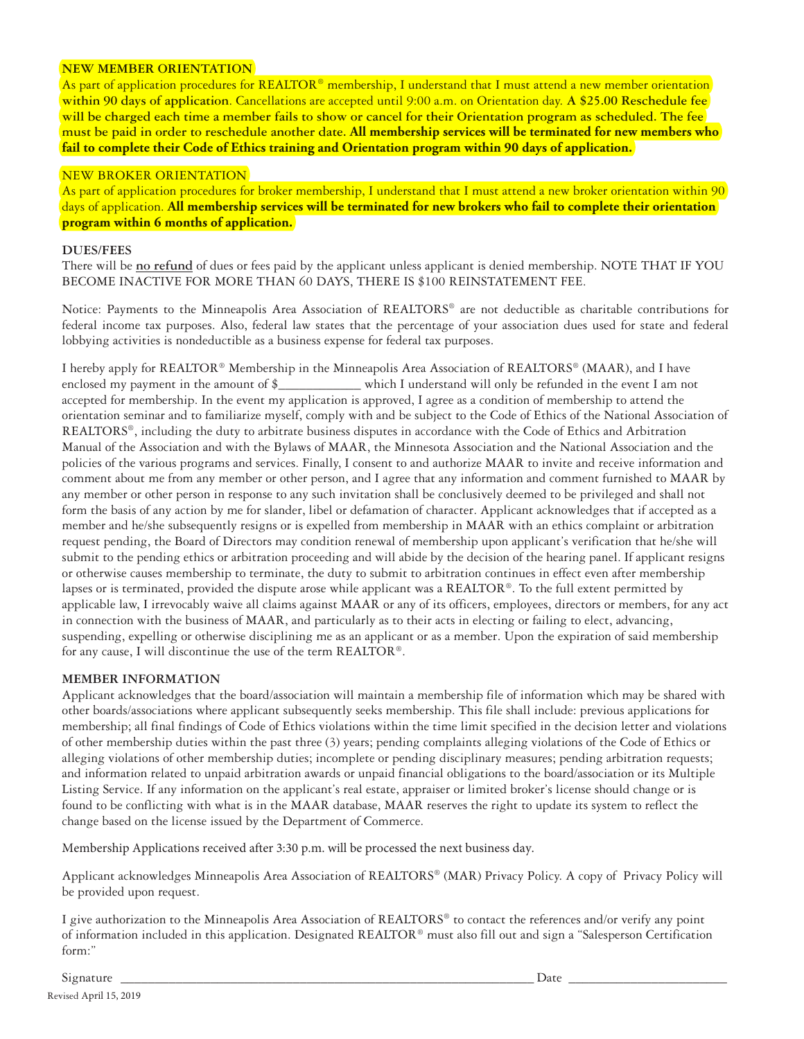**NEW MEMBER ORIENTATION**

As part of application procedures for REALTOR® membership, I understand that I must attend a new member orientation **within 90 days of application**. Cancellations are accepted until 9:00 a.m. on Orientation day. **A $25.00 Reschedule fee will be charged each time a member fails to show or cancel for their Orientation program as scheduled. The fee must be paid in order to reschedule another date. All membership services will be terminated for new members who fail to complete their Code of Ethics training and Orientation program within 90 days of application.**

NEW BROKER ORIENTATION

As part of application procedures for broker membership, I understand that I must attend a new broker orientation within 90 days of application. **All membership services will be terminated for new brokers who fail to complete their orientation program within 6 months of application.**

**DUES/FEES**

There will be **no refund** of dues or fees paid by the applicant unless applicant is denied membership. NOTE THAT IF YOU BECOME INACTIVE FOR MORE THAN 60 DAYS, THERE IS $100 REINSTATEMENT FEE.

Notice: Payments to the Minneapolis Area Association of REALTORS® are not deductible as charitable contributions for federal income tax purposes. Also, federal law states that the percentage of your association dues used for state and federal lobbying activities is nondeductible as a business expense for federal tax purposes.

I hereby apply for REALTOR® Membership in the Minneapolis Area Association of REALTORS® (MAAR), and I have enclosed my payment in the amount of $____________ which I understand will only be refunded in the event I am not accepted for membership. In the event my application is approved, I agree as a condition of membership to attend the orientation seminar and to familiarize myself, comply with and be subject to the Code of Ethics of the National Association of REALTORS®, including the duty to arbitrate business disputes in accordance with the Code of Ethics and Arbitration Manual of the Association and with the Bylaws of MAAR, the Minnesota Association and the National Association and the policies of the various programs and services. Finally, I consent to and authorize MAAR to invite and receive information and comment about me from any member or other person, and I agree that any information and comment furnished to MAAR by any member or other person in response to any such invitation shall be conclusively deemed to be privileged and shall not form the basis of any action by me for slander, libel or defamation of character. Applicant acknowledges that if accepted as a member and he/she subsequently resigns or is expelled from membership in MAAR with an ethics complaint or arbitration request pending, the Board of Directors may condition renewal of membership upon applicant's verification that he/she will submit to the pending ethics or arbitration proceeding and will abide by the decision of the hearing panel. If applicant resigns or otherwise causes membership to terminate, the duty to submit to arbitration continues in effect even after membership lapses or is terminated, provided the dispute arose while applicant was a REALTOR®. To the full extent permitted by applicable law, I irrevocably waive all claims against MAAR or any of its officers, employees, directors or members, for any act in connection with the business of MAAR, and particularly as to their acts in electing or failing to elect, advancing, suspending, expelling or otherwise disciplining me as an applicant or as a member. Upon the expiration of said membership for any cause, I will discontinue the use of the term REALTOR®.

**MEMBER INFORMATION**

Applicant acknowledges that the board/association will maintain a membership file of information which may be shared with other boards/associations where applicant subsequently seeks membership. This file shall include: previous applications for membership; all final findings of Code of Ethics violations within the time limit specified in the decision letter and violations of other membership duties within the past three (3) years; pending complaints alleging violations of the Code of Ethics or alleging violations of other membership duties; incomplete or pending disciplinary measures; pending arbitration requests; and information related to unpaid arbitration awards or unpaid financial obligations to the board/association or its Multiple Listing Service. If any information on the applicant's real estate, appraiser or limited broker's license should change or is found to be conflicting with what is in the MAAR database, MAAR reserves the right to update its system to reflect the change based on the license issued by the Department of Commerce.

Membership Applications received after 3:30 p.m. will be processed the next business day.

Applicant acknowledges Minneapolis Area Association of REALTORS® (MAR) Privacy Policy. A copy of Privacy Policy will be provided upon request.

I give authorization to the Minneapolis Area Association of REALTORS® to contact the references and/or verify any point of information included in this application. Designated REALTOR® must also fill out and sign a "Salesperson Certification form:"

Signature ____________________________________________ Date ____________________

Revised April 15, 2019